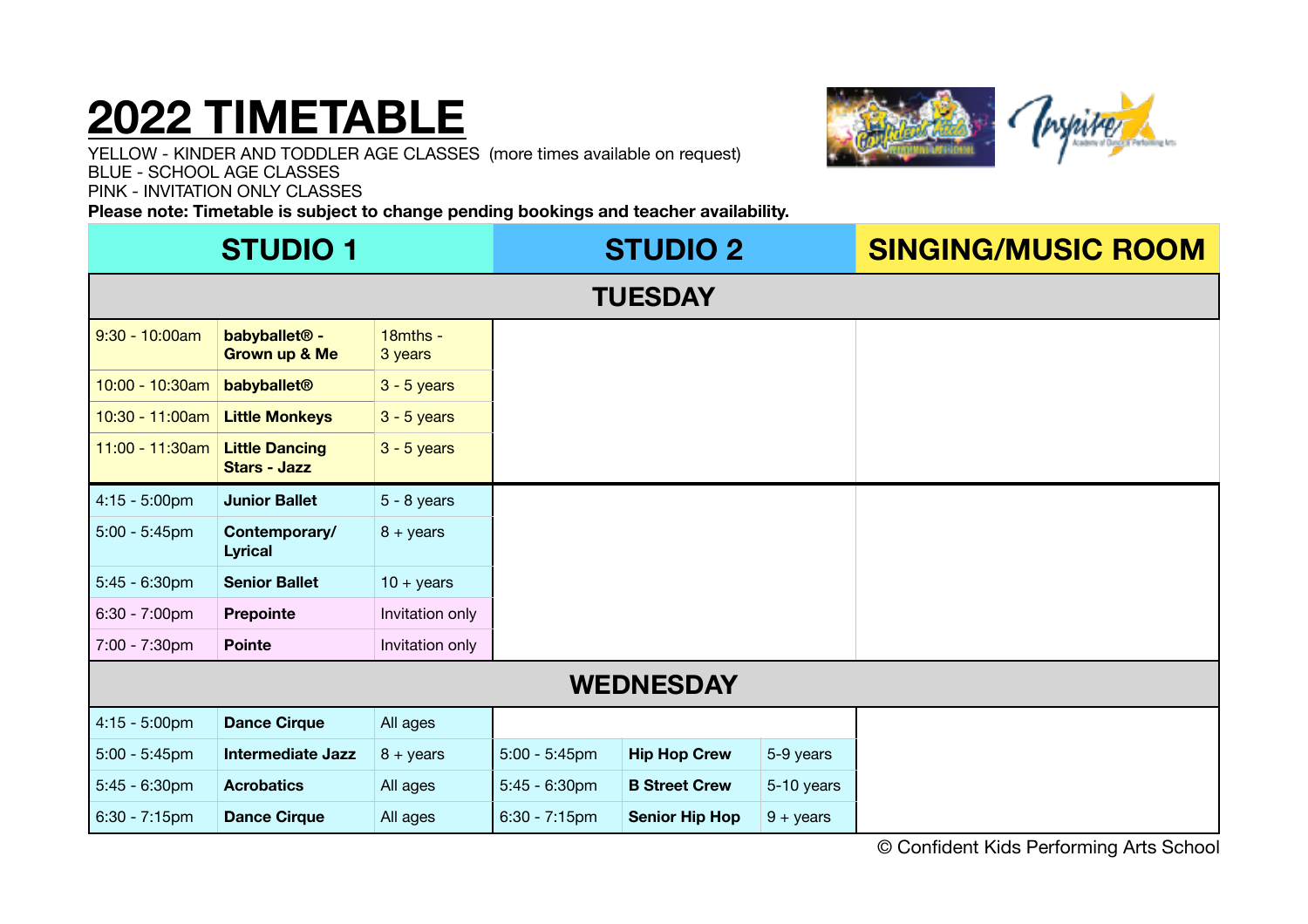# 2022 TIMETABLE

YELLOW - KINDER AND TODDLER AGE CLASSES (more times available on request)
BLUE - SCHOOL AGE CLASSES
PINK - INVITATION ONLY CLASSES
**Please note: Timetable is subject to change pending bookings and teacher availability.**

| STUDIO 1 | | | STUDIO 2 | | | SINGING/MUSIC ROOM |
|---|---|---|---|---|---|---|
| **TUESDAY** | | | | | | |
| 9:30 - 10:00am | **babyballet® - Grown up & Me** | 18mths - 3 years | | | | |
| 10:00 - 10:30am | **babyballet®** | 3 - 5 years | | | | |
| 10:30 - 11:00am | **Little Monkeys** | 3 - 5 years | | | | |
| 11:00 - 11:30am | **Little Dancing Stars - Jazz** | 3 - 5 years | | | | |
| 4:15 - 5:00pm | **Junior Ballet** | 5 - 8 years | | | | |
| 5:00 - 5:45pm | **Contemporary/ Lyrical** | 8 + years | | | | |
| 5:45 - 6:30pm | **Senior Ballet** | 10 + years | | | | |
| 6:30 - 7:00pm | **Prepointe** | Invitation only | | | | |
| 7:00 - 7:30pm | **Pointe** | Invitation only | | | | |
| **WEDNESDAY** | | | | | | |
| 4:15 - 5:00pm | **Dance Cirque** | All ages | | | | |
| 5:00 - 5:45pm | **Intermediate Jazz** | 8 + years | 5:00 - 5:45pm | **Hip Hop Crew** | 5-9 years | |
| 5:45 - 6:30pm | **Acrobatics** | All ages | 5:45 - 6:30pm | **B Street Crew** | 5-10 years | |
| 6:30 - 7:15pm | **Dance Cirque** | All ages | 6:30 - 7:15pm | **Senior Hip Hop** | 9 + years | |

© Confident Kids Performing Arts School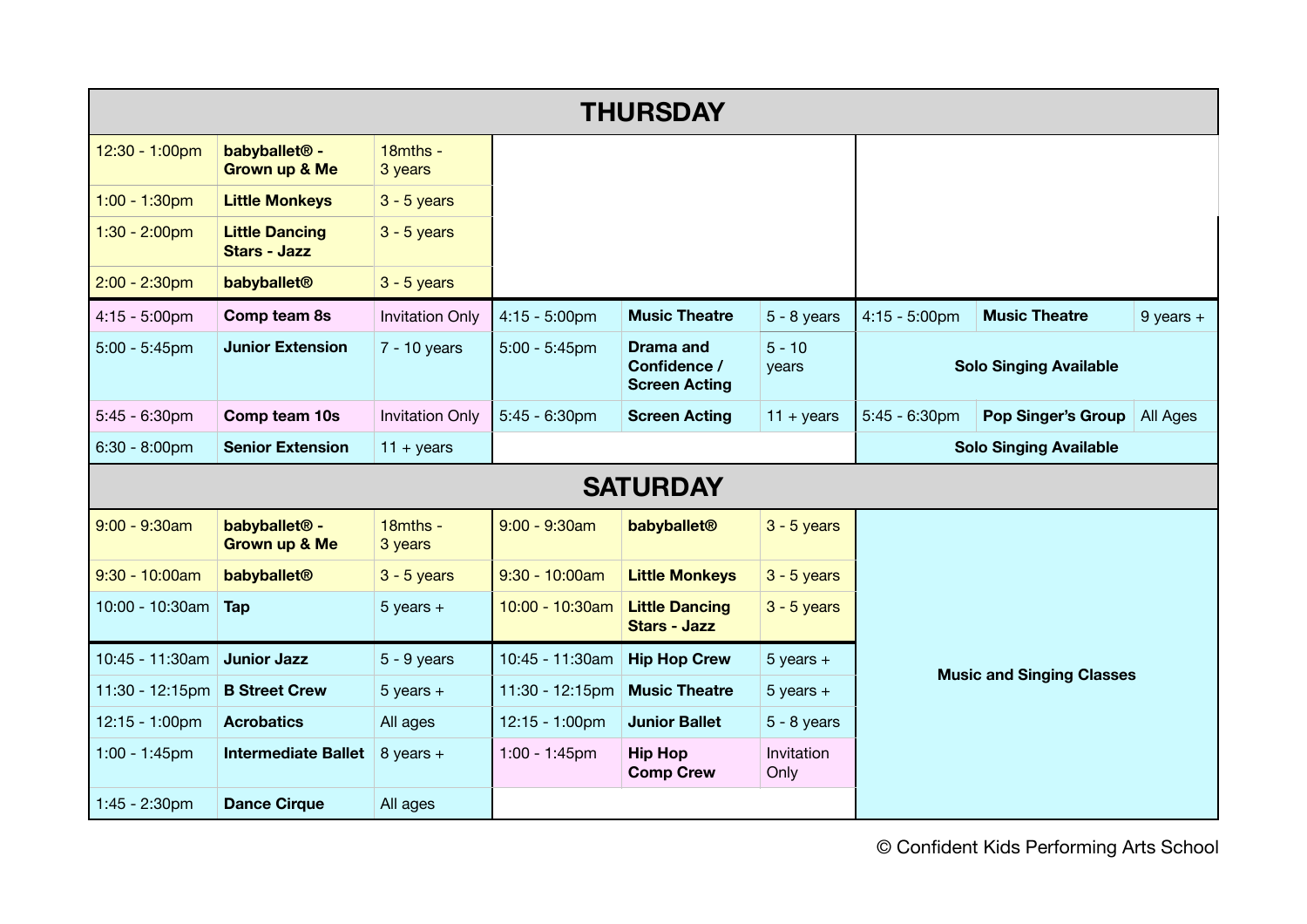## THURSDAY

| Time | Class | Age | Time | Class | Age | Time | Class | Age |
|---|---|---|---|---|---|---|---|---|
| 12:30 - 1:00pm | **babyballet® - Grown up & Me** | 18mths - 3 years | | | | | | |
| 1:00 - 1:30pm | **Little Monkeys** | 3 - 5 years | | | | | | |
| 1:30 - 2:00pm | **Little Dancing Stars - Jazz** | 3 - 5 years | | | | | | |
| 2:00 - 2:30pm | **babyballet®** | 3 - 5 years | | | | | | |
| 4:15 - 5:00pm | **Comp team 8s** | Invitation Only | 4:15 - 5:00pm | **Music Theatre** | 5 - 8 years | 4:15 - 5:00pm | **Music Theatre** | 9 years + |
| 5:00 - 5:45pm | **Junior Extension** | 7 - 10 years | 5:00 - 5:45pm | **Drama and Confidence / Screen Acting** | 5 - 10 years | **Solo Singing Available** | | |
| 5:45 - 6:30pm | **Comp team 10s** | Invitation Only | 5:45 - 6:30pm | **Screen Acting** | 11 + years | 5:45 - 6:30pm | **Pop Singer's Group** | All Ages |
| 6:30 - 8:00pm | **Senior Extension** | 11 + years | | | | **Solo Singing Available** | | |

## SATURDAY

| Time | Class | Age | Time | Class | Age | |
|---|---|---|---|---|---|---|
| 9:00 - 9:30am | **babyballet® - Grown up & Me** | 18mths - 3 years | 9:00 - 9:30am | **babyballet®** | 3 - 5 years | **Music and Singing Classes** |
| 9:30 - 10:00am | **babyballet®** | 3 - 5 years | 9:30 - 10:00am | **Little Monkeys** | 3 - 5 years | |
| 10:00 - 10:30am | **Tap** | 5 years + | 10:00 - 10:30am | **Little Dancing Stars - Jazz** | 3 - 5 years | |
| 10:45 - 11:30am | **Junior Jazz** | 5 - 9 years | 10:45 - 11:30am | **Hip Hop Crew** | 5 years + | |
| 11:30 - 12:15pm | **B Street Crew** | 5 years + | 11:30 - 12:15pm | **Music Theatre** | 5 years + | |
| 12:15 - 1:00pm | **Acrobatics** | All ages | 12:15 - 1:00pm | **Junior Ballet** | 5 - 8 years | |
| 1:00 - 1:45pm | **Intermediate Ballet** | 8 years + | 1:00 - 1:45pm | **Hip Hop Comp Crew** | Invitation Only | |
| 1:45 - 2:30pm | **Dance Cirque** | All ages | | | | |

© Confident Kids Performing Arts School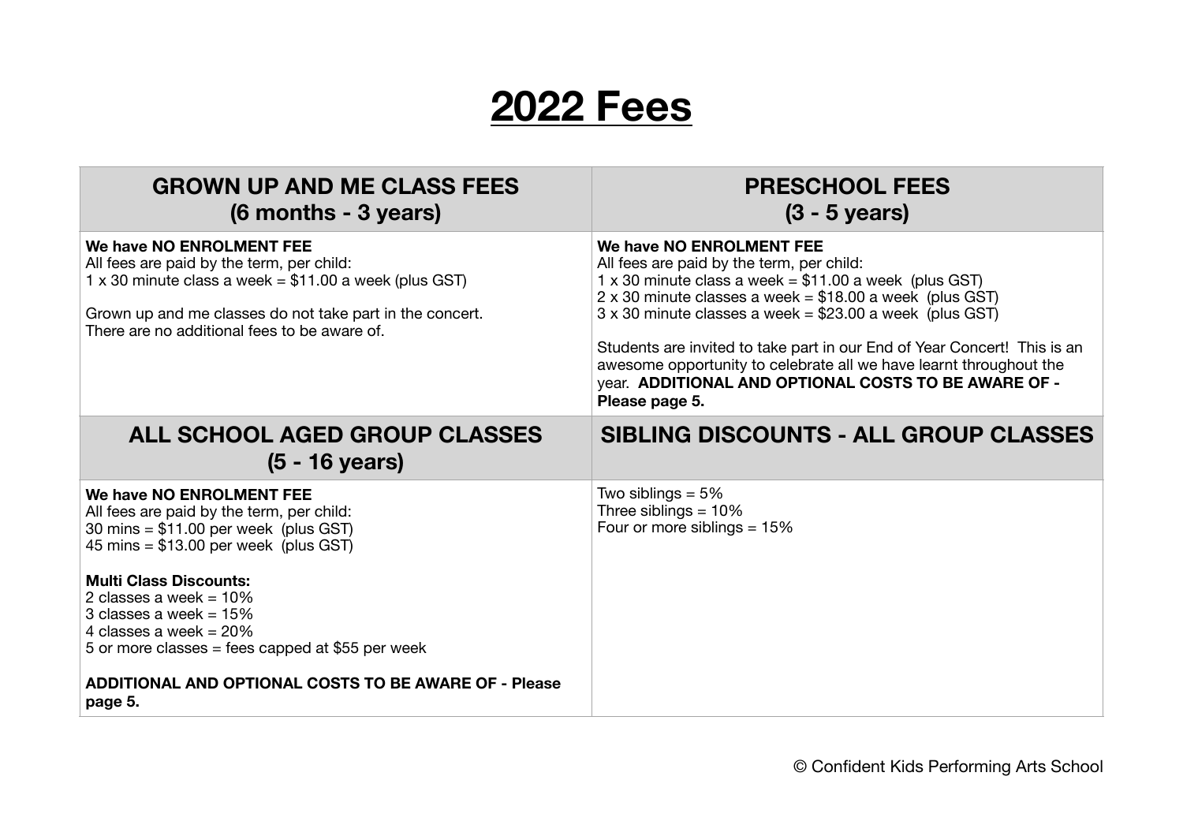# 2022 Fees

| GROWN UP AND ME CLASS FEES (6 months - 3 years) | PRESCHOOL FEES (3 - 5 years) |
|---|---|
| **We have NO ENROLMENT FEE**<br>All fees are paid by the term, per child:<br>1 x 30 minute class a week = $11.00 a week (plus GST)<br><br>Grown up and me classes do not take part in the concert.<br>There are no additional fees to be aware of. | **We have NO ENROLMENT FEE**<br>All fees are paid by the term, per child:<br>1 x 30 minute class a week = $11.00 a week (plus GST)<br>2 x 30 minute classes a week = $18.00 a week (plus GST)<br>3 x 30 minute classes a week = $23.00 a week (plus GST)<br><br>Students are invited to take part in our End of Year Concert! This is an awesome opportunity to celebrate all we have learnt throughout the year. **ADDITIONAL AND OPTIONAL COSTS TO BE AWARE OF - Please page 5.** |
| **ALL SCHOOL AGED GROUP CLASSES (5 - 16 years)** | **SIBLING DISCOUNTS - ALL GROUP CLASSES** |
| **We have NO ENROLMENT FEE**<br>All fees are paid by the term, per child:<br>30 mins = $11.00 per week (plus GST)<br>45 mins = $13.00 per week (plus GST)<br><br>**Multi Class Discounts:**<br>2 classes a week = 10%<br>3 classes a week = 15%<br>4 classes a week = 20%<br>5 or more classes = fees capped at $55 per week<br><br>**ADDITIONAL AND OPTIONAL COSTS TO BE AWARE OF - Please page 5.** | Two siblings = 5%<br>Three siblings = 10%<br>Four or more siblings = 15% |

© Confident Kids Performing Arts School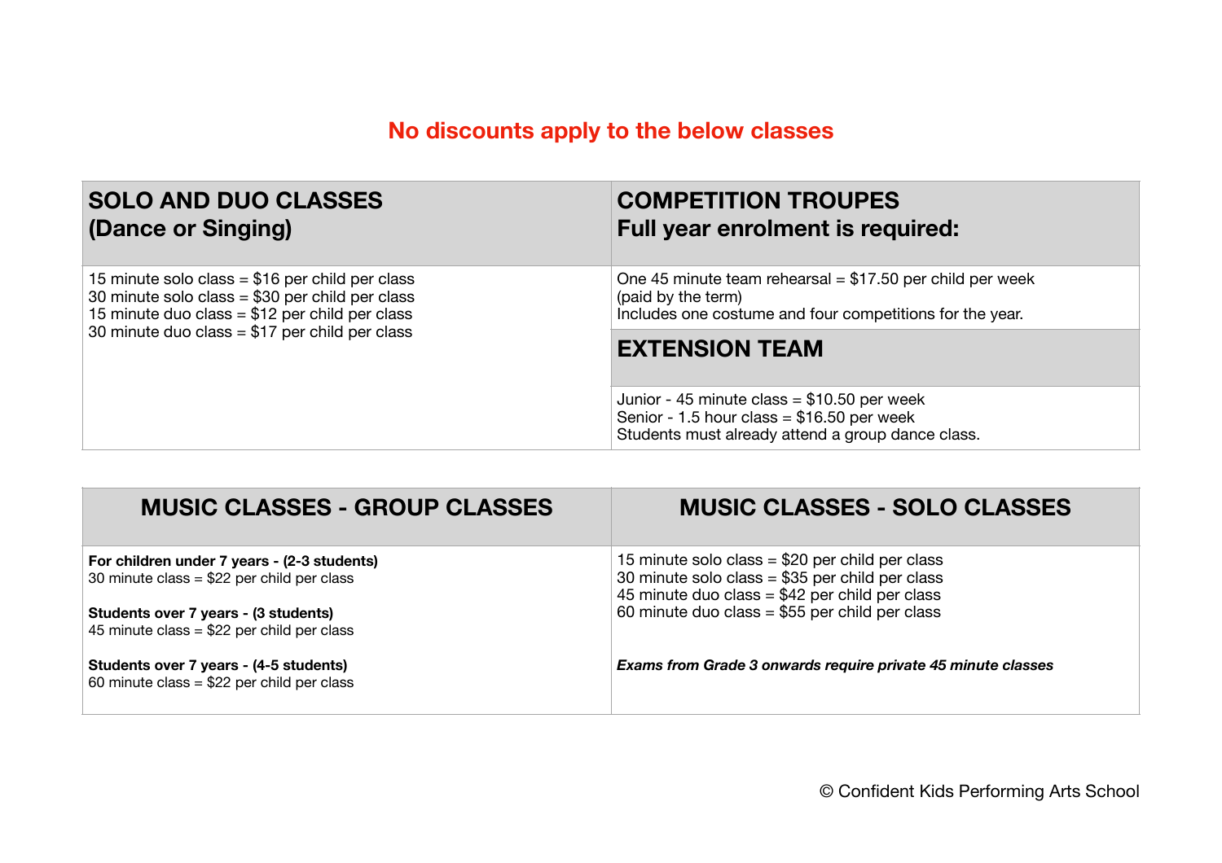**No discounts apply to the below classes**

| SOLO AND DUO CLASSES<br>(Dance or Singing) | COMPETITION TROUPES<br>Full year enrolment is required: |
|---|---|
| 15 minute solo class = $16 per child per class<br>30 minute solo class = $30 per child per class<br>15 minute duo class = $12 per child per class<br>30 minute duo class = $17 per child per class | One 45 minute team rehearsal = $17.50 per child per week (paid by the term)<br>Includes one costume and four competitions for the year. |
| | **EXTENSION TEAM** |
| | Junior - 45 minute class = $10.50 per week<br>Senior - 1.5 hour class = $16.50 per week<br>Students must already attend a group dance class. |

| MUSIC CLASSES - GROUP CLASSES | MUSIC CLASSES - SOLO CLASSES |
|---|---|
| **For children under 7 years - (2-3 students)**<br>30 minute class = $22 per child per class<br><br>**Students over 7 years - (3 students)**<br>45 minute class = $22 per child per class<br><br>**Students over 7 years - (4-5 students)**<br>60 minute class = $22 per child per class | 15 minute solo class = $20 per child per class<br>30 minute solo class = $35 per child per class<br>45 minute duo class = $42 per child per class<br>60 minute duo class = $55 per child per class<br><br>***Exams from Grade 3 onwards require private 45 minute classes*** |

© Confident Kids Performing Arts School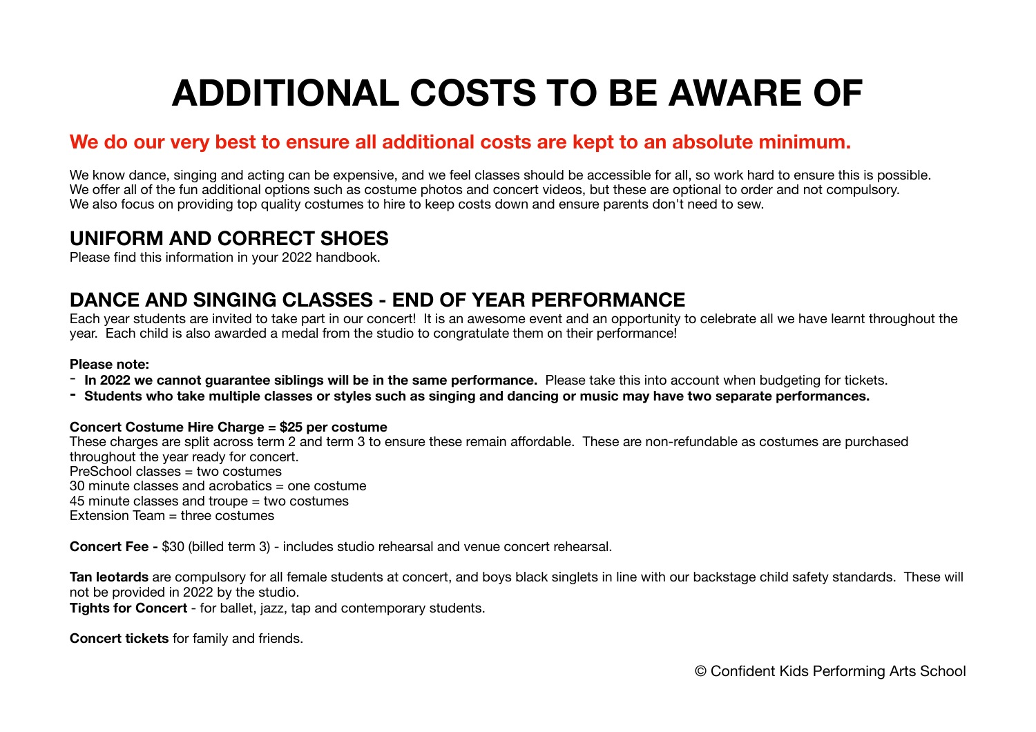# ADDITIONAL COSTS TO BE AWARE OF

**We do our very best to ensure all additional costs are kept to an absolute minimum.**

We know dance, singing and acting can be expensive, and we feel classes should be accessible for all, so work hard to ensure this is possible.
We offer all of the fun additional options such as costume photos and concert videos, but these are optional to order and not compulsory.
We also focus on providing top quality costumes to hire to keep costs down and ensure parents don't need to sew.

## UNIFORM AND CORRECT SHOES

Please find this information in your 2022 handbook.

## DANCE AND SINGING CLASSES - END OF YEAR PERFORMANCE

Each year students are invited to take part in our concert! It is an awesome event and an opportunity to celebrate all we have learnt throughout the year. Each child is also awarded a medal from the studio to congratulate them on their performance!

**Please note:**

- **In 2022 we cannot guarantee siblings will be in the same performance.** Please take this into account when budgeting for tickets.
- **Students who take multiple classes or styles such as singing and dancing or music may have two separate performances.**

**Concert Costume Hire Charge = $25 per costume**
These charges are split across term 2 and term 3 to ensure these remain affordable. These are non-refundable as costumes are purchased throughout the year ready for concert.
PreSchool classes = two costumes
30 minute classes and acrobatics = one costume
45 minute classes and troupe = two costumes
Extension Team = three costumes

**Concert Fee -** $30 (billed term 3) - includes studio rehearsal and venue concert rehearsal.

**Tan leotards** are compulsory for all female students at concert, and boys black singlets in line with our backstage child safety standards. These will not be provided in 2022 by the studio.
**Tights for Concert** - for ballet, jazz, tap and contemporary students.

**Concert tickets** for family and friends.

© Confident Kids Performing Arts School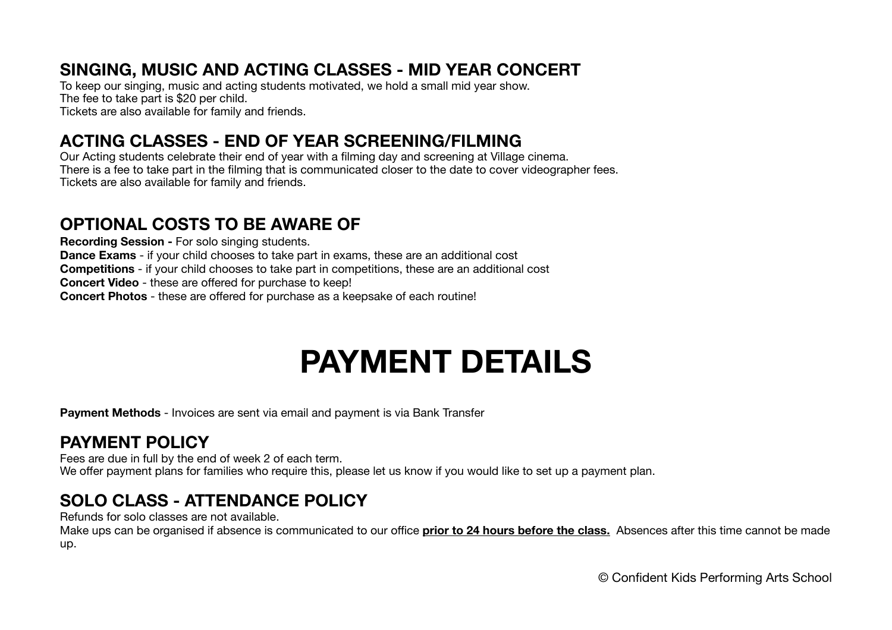## SINGING, MUSIC AND ACTING CLASSES - MID YEAR CONCERT

To keep our singing, music and acting students motivated, we hold a small mid year show.
The fee to take part is $20 per child.
Tickets are also available for family and friends.

## ACTING CLASSES - END OF YEAR SCREENING/FILMING

Our Acting students celebrate their end of year with a filming day and screening at Village cinema.
There is a fee to take part in the filming that is communicated closer to the date to cover videographer fees.
Tickets are also available for family and friends.

## OPTIONAL COSTS TO BE AWARE OF

**Recording Session -** For solo singing students.
**Dance Exams** - if your child chooses to take part in exams, these are an additional cost
**Competitions** - if your child chooses to take part in competitions, these are an additional cost
**Concert Video** - these are offered for purchase to keep!
**Concert Photos** - these are offered for purchase as a keepsake of each routine!

# PAYMENT DETAILS

**Payment Methods** - Invoices are sent via email and payment is via Bank Transfer

## PAYMENT POLICY

Fees are due in full by the end of week 2 of each term.
We offer payment plans for families who require this, please let us know if you would like to set up a payment plan.

## SOLO CLASS - ATTENDANCE POLICY

Refunds for solo classes are not available.
Make ups can be organised if absence is communicated to our office **prior to 24 hours before the class.** Absences after this time cannot be made up.

© Confident Kids Performing Arts School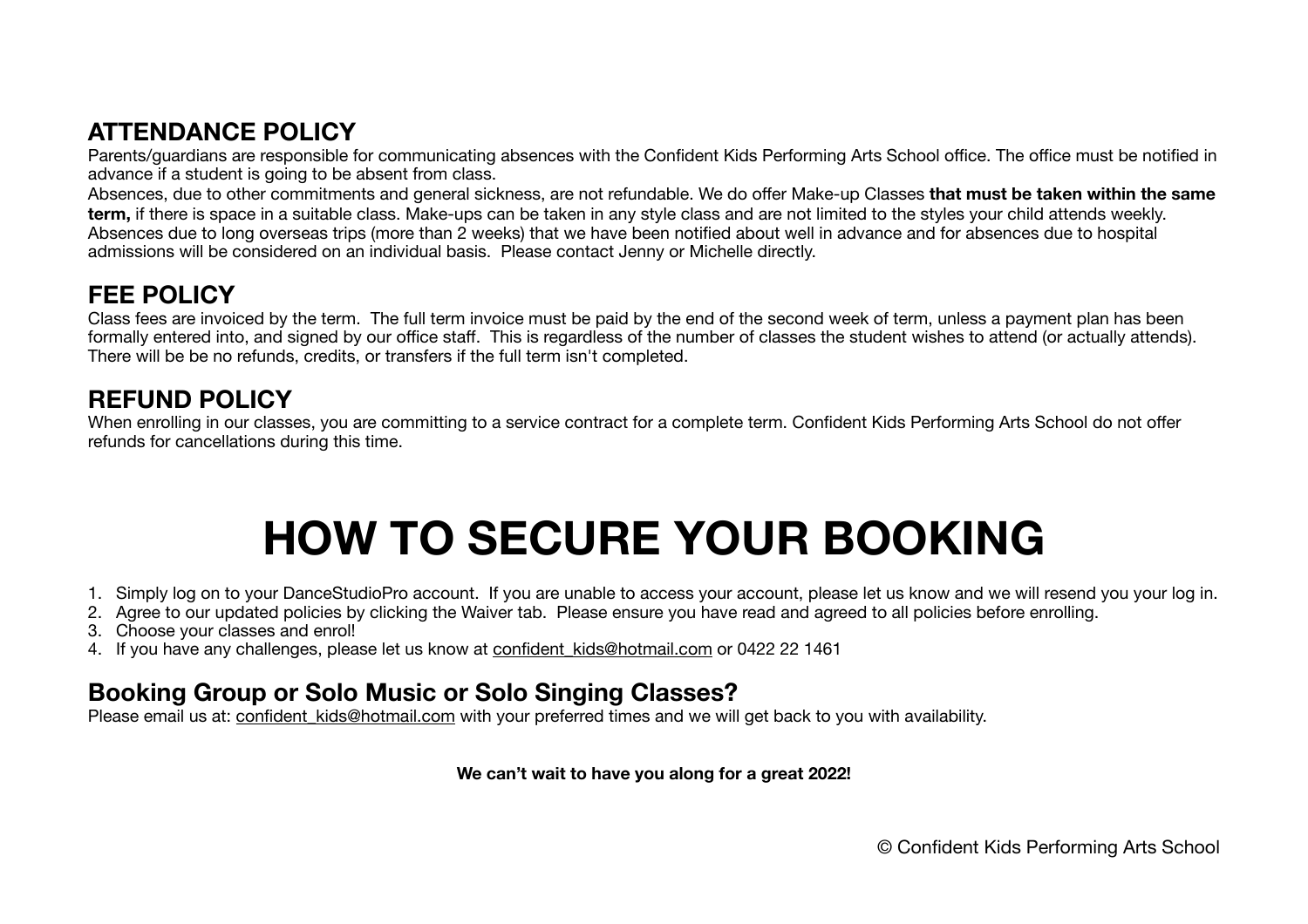## ATTENDANCE POLICY

Parents/guardians are responsible for communicating absences with the Confident Kids Performing Arts School office. The office must be notified in advance if a student is going to be absent from class.

Absences, due to other commitments and general sickness, are not refundable. We do offer Make-up Classes **that must be taken within the same term,** if there is space in a suitable class. Make-ups can be taken in any style class and are not limited to the styles your child attends weekly. Absences due to long overseas trips (more than 2 weeks) that we have been notified about well in advance and for absences due to hospital admissions will be considered on an individual basis. Please contact Jenny or Michelle directly.

## FEE POLICY

Class fees are invoiced by the term. The full term invoice must be paid by the end of the second week of term, unless a payment plan has been formally entered into, and signed by our office staff. This is regardless of the number of classes the student wishes to attend (or actually attends). There will be be no refunds, credits, or transfers if the full term isn't completed.

## REFUND POLICY

When enrolling in our classes, you are committing to a service contract for a complete term. Confident Kids Performing Arts School do not offer refunds for cancellations during this time.

# HOW TO SECURE YOUR BOOKING

1. Simply log on to your DanceStudioPro account. If you are unable to access your account, please let us know and we will resend you your log in.
2. Agree to our updated policies by clicking the Waiver tab. Please ensure you have read and agreed to all policies before enrolling.
3. Choose your classes and enrol!
4. If you have any challenges, please let us know at confident_kids@hotmail.com or 0422 22 1461

## Booking Group or Solo Music or Solo Singing Classes?

Please email us at: confident_kids@hotmail.com with your preferred times and we will get back to you with availability.

**We can't wait to have you along for a great 2022!**

© Confident Kids Performing Arts School